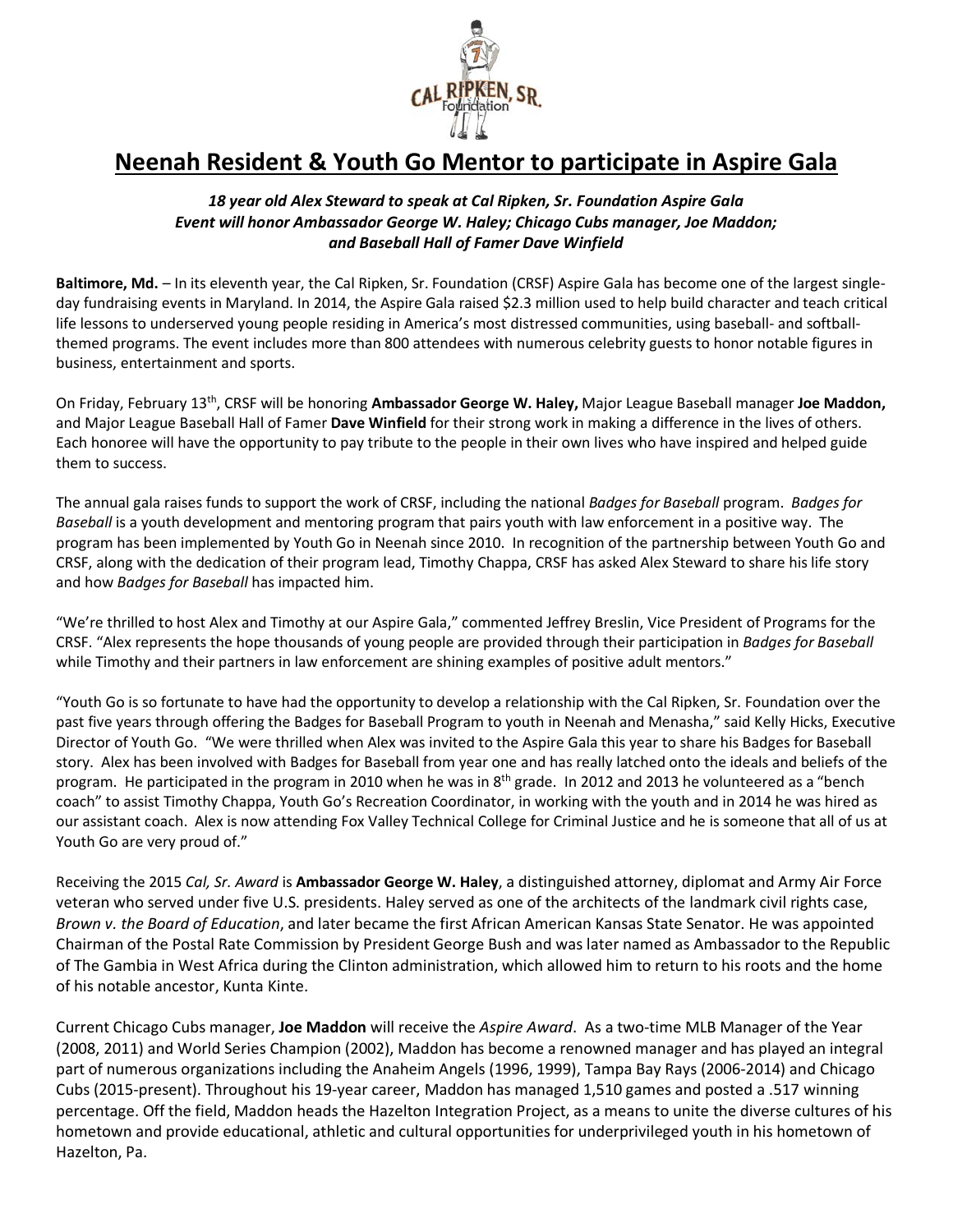# Neenah Resident & Youth Go Mentor to participate in Aspire Gala

***18 year old Alex Steward to speak at Cal Ripken, Sr. Foundation Aspire Gala***
***Event will honor Ambassador George W. Haley; Chicago Cubs manager, Joe Maddon; and Baseball Hall of Famer Dave Winfield***

**Baltimore, Md.** – In its eleventh year, the Cal Ripken, Sr. Foundation (CRSF) Aspire Gala has become one of the largest single-day fundraising events in Maryland. In 2014, the Aspire Gala raised $2.3 million used to help build character and teach critical life lessons to underserved young people residing in America's most distressed communities, using baseball- and softball-themed programs. The event includes more than 800 attendees with numerous celebrity guests to honor notable figures in business, entertainment and sports.

On Friday, February 13th, CRSF will be honoring **Ambassador George W. Haley,** Major League Baseball manager **Joe Maddon,** and Major League Baseball Hall of Famer **Dave Winfield** for their strong work in making a difference in the lives of others. Each honoree will have the opportunity to pay tribute to the people in their own lives who have inspired and helped guide them to success.

The annual gala raises funds to support the work of CRSF, including the national *Badges for Baseball* program. *Badges for Baseball* is a youth development and mentoring program that pairs youth with law enforcement in a positive way. The program has been implemented by Youth Go in Neenah since 2010. In recognition of the partnership between Youth Go and CRSF, along with the dedication of their program lead, Timothy Chappa, CRSF has asked Alex Steward to share his life story and how *Badges for Baseball* has impacted him.

"We're thrilled to host Alex and Timothy at our Aspire Gala," commented Jeffrey Breslin, Vice President of Programs for the CRSF. "Alex represents the hope thousands of young people are provided through their participation in *Badges for Baseball* while Timothy and their partners in law enforcement are shining examples of positive adult mentors."

"Youth Go is so fortunate to have had the opportunity to develop a relationship with the Cal Ripken, Sr. Foundation over the past five years through offering the Badges for Baseball Program to youth in Neenah and Menasha," said Kelly Hicks, Executive Director of Youth Go. "We were thrilled when Alex was invited to the Aspire Gala this year to share his Badges for Baseball story. Alex has been involved with Badges for Baseball from year one and has really latched onto the ideals and beliefs of the program. He participated in the program in 2010 when he was in 8th grade. In 2012 and 2013 he volunteered as a "bench coach" to assist Timothy Chappa, Youth Go's Recreation Coordinator, in working with the youth and in 2014 he was hired as our assistant coach. Alex is now attending Fox Valley Technical College for Criminal Justice and he is someone that all of us at Youth Go are very proud of."

Receiving the 2015 *Cal, Sr. Award* is **Ambassador George W. Haley**, a distinguished attorney, diplomat and Army Air Force veteran who served under five U.S. presidents. Haley served as one of the architects of the landmark civil rights case, *Brown v. the Board of Education*, and later became the first African American Kansas State Senator. He was appointed Chairman of the Postal Rate Commission by President George Bush and was later named as Ambassador to the Republic of The Gambia in West Africa during the Clinton administration, which allowed him to return to his roots and the home of his notable ancestor, Kunta Kinte.

Current Chicago Cubs manager, **Joe Maddon** will receive the *Aspire Award*. As a two-time MLB Manager of the Year (2008, 2011) and World Series Champion (2002), Maddon has become a renowned manager and has played an integral part of numerous organizations including the Anaheim Angels (1996, 1999), Tampa Bay Rays (2006-2014) and Chicago Cubs (2015-present). Throughout his 19-year career, Maddon has managed 1,510 games and posted a .517 winning percentage. Off the field, Maddon heads the Hazelton Integration Project, as a means to unite the diverse cultures of his hometown and provide educational, athletic and cultural opportunities for underprivileged youth in his hometown of Hazelton, Pa.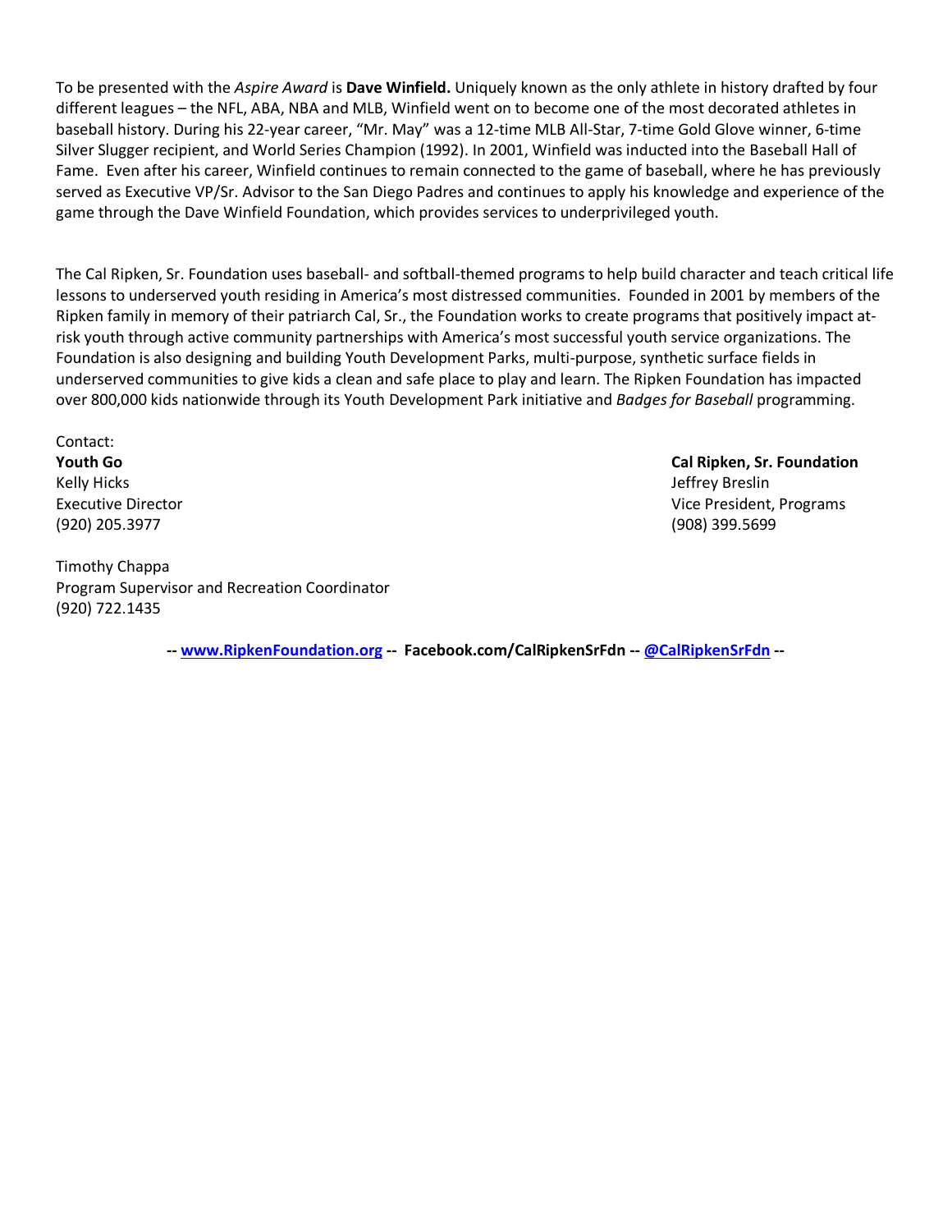To be presented with the *Aspire Award* is **Dave Winfield.** Uniquely known as the only athlete in history drafted by four different leagues – the NFL, ABA, NBA and MLB, Winfield went on to become one of the most decorated athletes in baseball history. During his 22-year career, "Mr. May" was a 12-time MLB All-Star, 7-time Gold Glove winner, 6-time Silver Slugger recipient, and World Series Champion (1992). In 2001, Winfield was inducted into the Baseball Hall of Fame. Even after his career, Winfield continues to remain connected to the game of baseball, where he has previously served as Executive VP/Sr. Advisor to the San Diego Padres and continues to apply his knowledge and experience of the game through the Dave Winfield Foundation, which provides services to underprivileged youth.

The Cal Ripken, Sr. Foundation uses baseball- and softball-themed programs to help build character and teach critical life lessons to underserved youth residing in America's most distressed communities. Founded in 2001 by members of the Ripken family in memory of their patriarch Cal, Sr., the Foundation works to create programs that positively impact at-risk youth through active community partnerships with America's most successful youth service organizations. The Foundation is also designing and building Youth Development Parks, multi-purpose, synthetic surface fields in underserved communities to give kids a clean and safe place to play and learn. The Ripken Foundation has impacted over 800,000 kids nationwide through its Youth Development Park initiative and *Badges for Baseball* programming.

Contact:

**Youth Go**
Kelly Hicks
Executive Director
(920) 205.3977

Timothy Chappa
Program Supervisor and Recreation Coordinator
(920) 722.1435

**Cal Ripken, Sr. Foundation**
Jeffrey Breslin
Vice President, Programs
(908) 399.5699

**-- www.RipkenFoundation.org -- Facebook.com/CalRipkenSrFdn -- @CalRipkenSrFdn --**